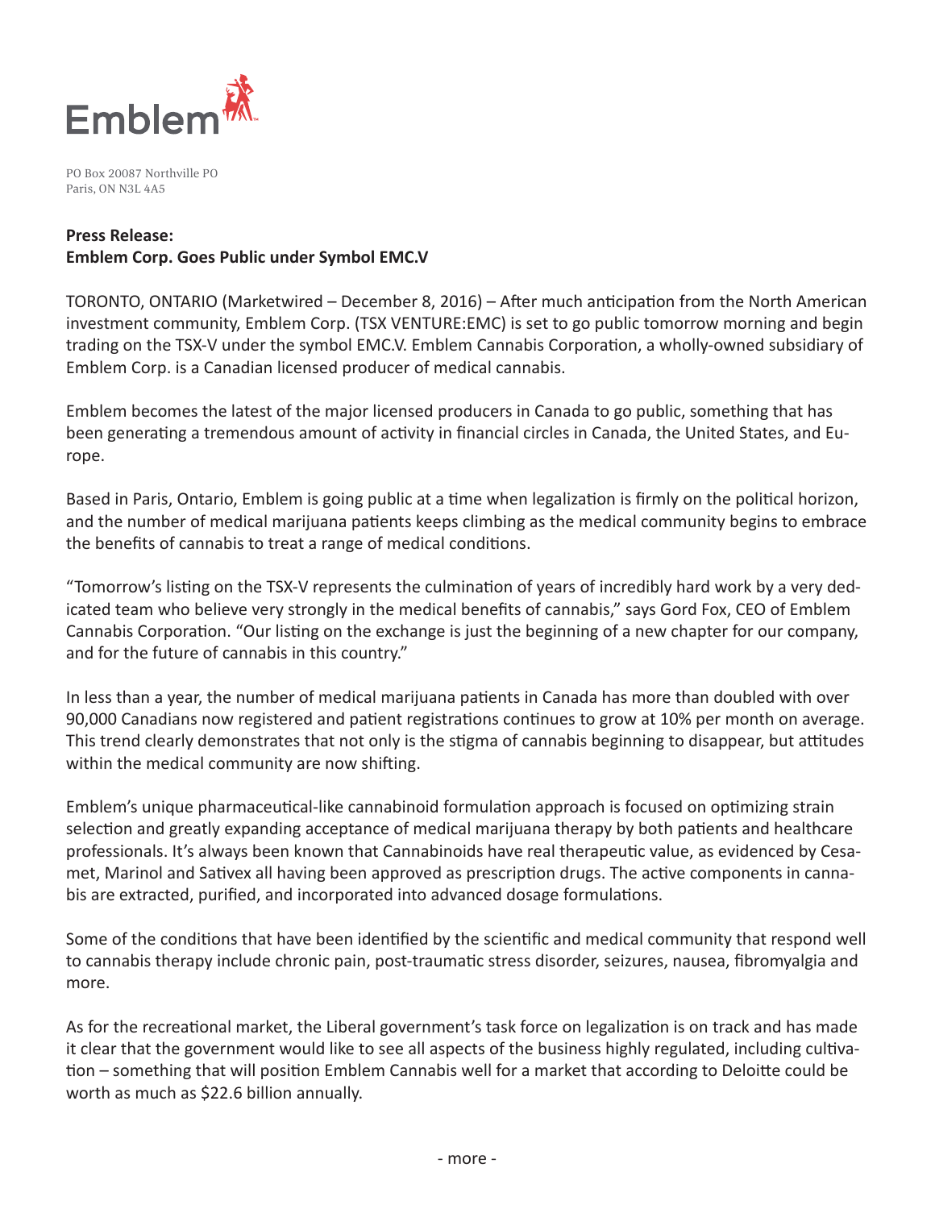Emblem

PO Box 20087 Northville PO
Paris, ON N3L 4A5

**Press Release:**
**Emblem Corp. Goes Public under Symbol EMC.V**

TORONTO, ONTARIO (Marketwired – December 8, 2016) – After much anticipation from the North American investment community, Emblem Corp. (TSX VENTURE:EMC) is set to go public tomorrow morning and begin trading on the TSX-V under the symbol EMC.V. Emblem Cannabis Corporation, a wholly-owned subsidiary of Emblem Corp. is a Canadian licensed producer of medical cannabis.

Emblem becomes the latest of the major licensed producers in Canada to go public, something that has been generating a tremendous amount of activity in financial circles in Canada, the United States, and Europe.

Based in Paris, Ontario, Emblem is going public at a time when legalization is firmly on the political horizon, and the number of medical marijuana patients keeps climbing as the medical community begins to embrace the benefits of cannabis to treat a range of medical conditions.

"Tomorrow's listing on the TSX-V represents the culmination of years of incredibly hard work by a very dedicated team who believe very strongly in the medical benefits of cannabis," says Gord Fox, CEO of Emblem Cannabis Corporation. "Our listing on the exchange is just the beginning of a new chapter for our company, and for the future of cannabis in this country."

In less than a year, the number of medical marijuana patients in Canada has more than doubled with over 90,000 Canadians now registered and patient registrations continues to grow at 10% per month on average. This trend clearly demonstrates that not only is the stigma of cannabis beginning to disappear, but attitudes within the medical community are now shifting.

Emblem's unique pharmaceutical-like cannabinoid formulation approach is focused on optimizing strain selection and greatly expanding acceptance of medical marijuana therapy by both patients and healthcare professionals. It's always been known that Cannabinoids have real therapeutic value, as evidenced by Cesamet, Marinol and Sativex all having been approved as prescription drugs. The active components in cannabis are extracted, purified, and incorporated into advanced dosage formulations.

Some of the conditions that have been identified by the scientific and medical community that respond well to cannabis therapy include chronic pain, post-traumatic stress disorder, seizures, nausea, fibromyalgia and more.

As for the recreational market, the Liberal government's task force on legalization is on track and has made it clear that the government would like to see all aspects of the business highly regulated, including cultivation – something that will position Emblem Cannabis well for a market that according to Deloitte could be worth as much as $22.6 billion annually.

- more -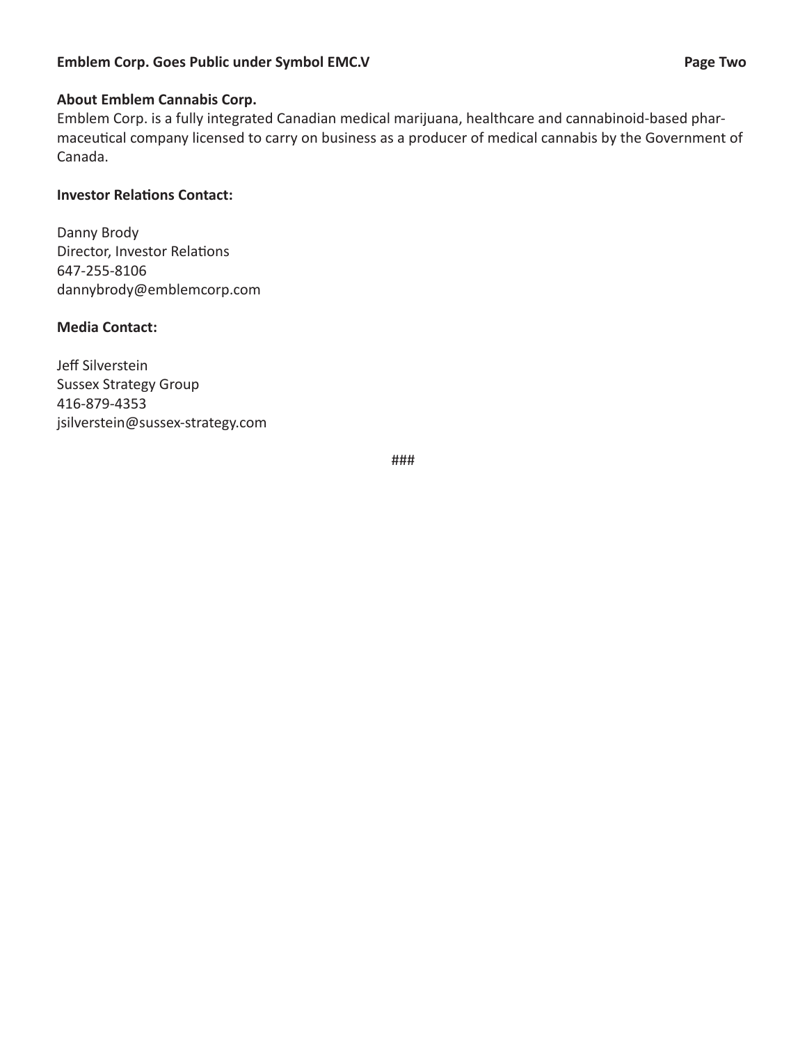## About Emblem Cannabis Corp.

Emblem Corp. is a fully integrated Canadian medical marijuana, healthcare and cannabinoid-based pharmaceutical company licensed to carry on business as a producer of medical cannabis by the Government of Canada.

**Investor Relations Contact:**

Danny Brody
Director, Investor Relations
647-255-8106
dannybrody@emblemcorp.com

**Media Contact:**

Jeff Silverstein
Sussex Strategy Group
416-879-4353
jsilverstein@sussex-strategy.com

###